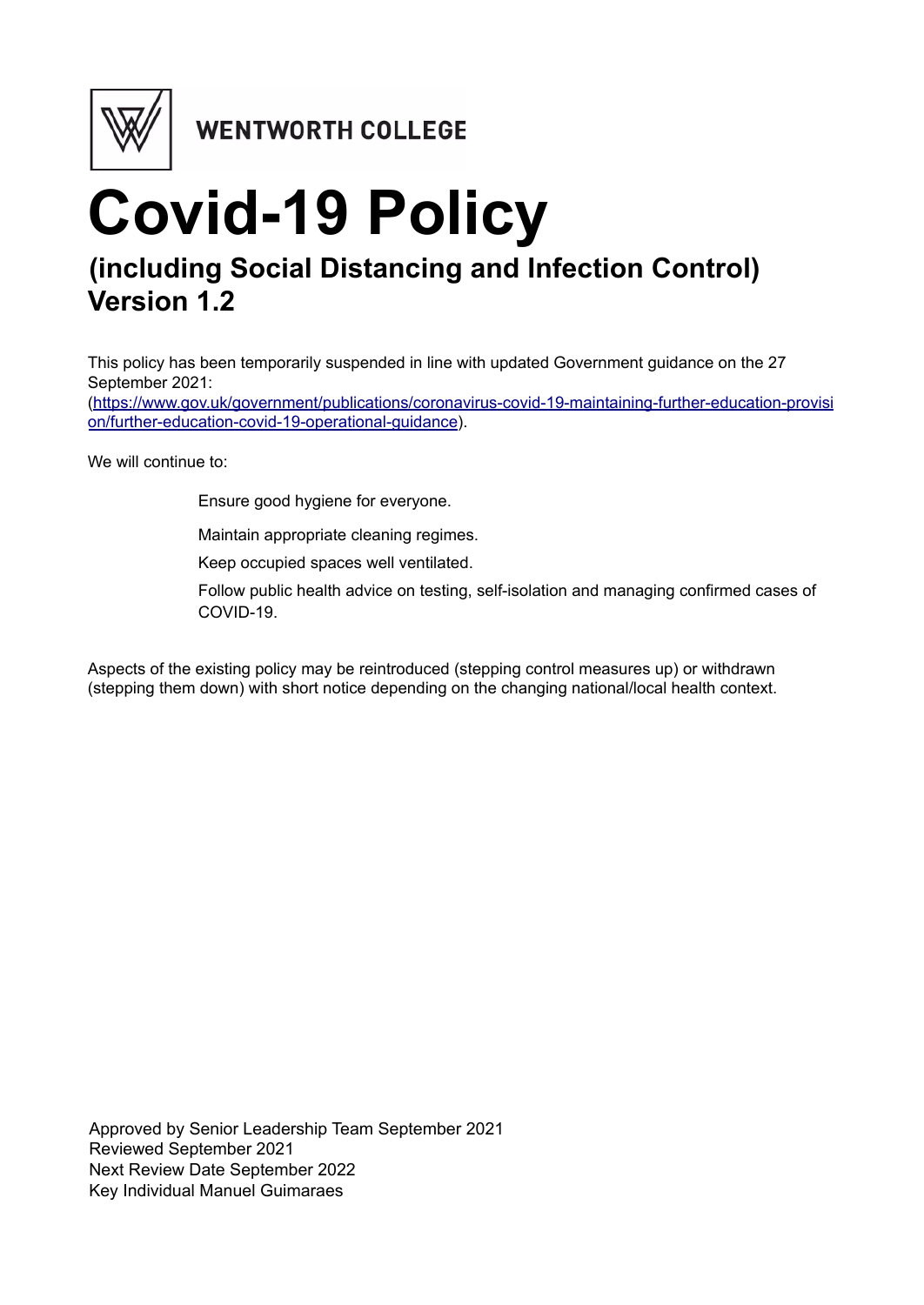WENTWORTH COLLEGE

# Covid-19 Policy

## (including Social Distancing and Infection Control) Version 1.2

This policy has been temporarily suspended in line with updated Government guidance on the 27 September 2021: (https://www.gov.uk/government/publications/coronavirus-covid-19-maintaining-further-education-provision/further-education-covid-19-operational-guidance).

We will continue to:

- Ensure good hygiene for everyone.
- Maintain appropriate cleaning regimes.
- Keep occupied spaces well ventilated.
- Follow public health advice on testing, self-isolation and managing confirmed cases of COVID-19.

Aspects of the existing policy may be reintroduced (stepping control measures up) or withdrawn (stepping them down) with short notice depending on the changing national/local health context.

Approved by Senior Leadership Team September 2021
Reviewed September 2021
Next Review Date September 2022
Key Individual Manuel Guimaraes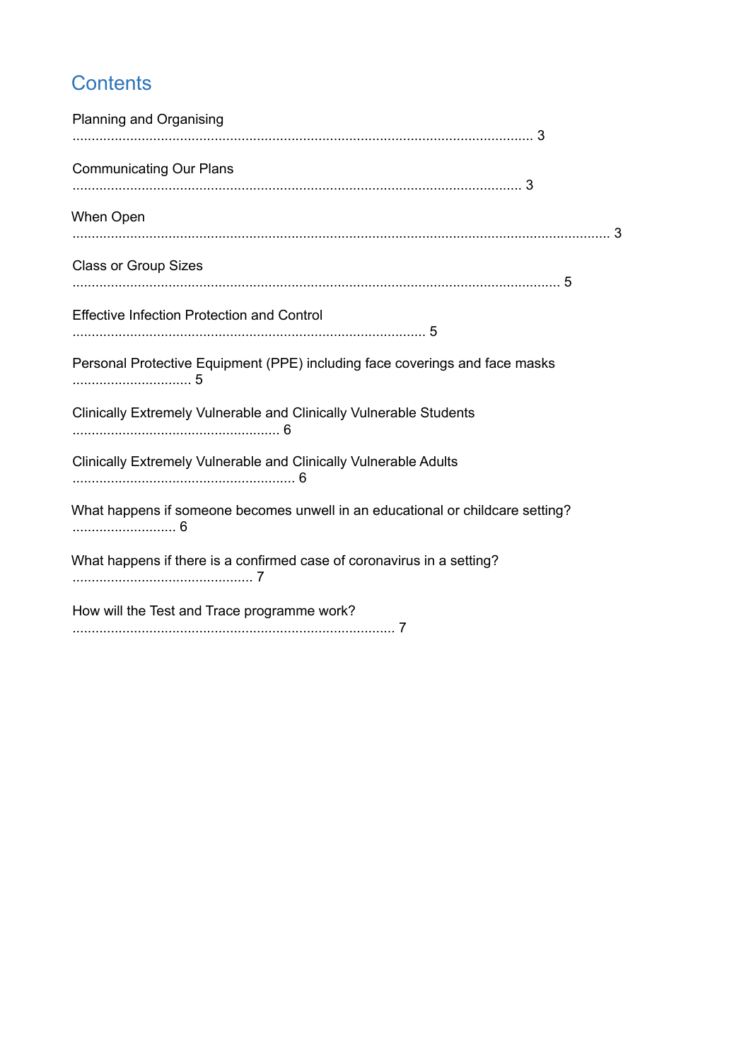## Contents

Planning and Organising ........................................ 3

Communicating Our Plans ........................................ 3

When Open ........................................ 3

Class or Group Sizes ........................................ 5

Effective Infection Protection and Control ........................................ 5

Personal Protective Equipment (PPE) including face coverings and face masks ........................................ 5

Clinically Extremely Vulnerable and Clinically Vulnerable Students ........................................ 6

Clinically Extremely Vulnerable and Clinically Vulnerable Adults ........................................ 6

What happens if someone becomes unwell in an educational or childcare setting? ........................................ 6

What happens if there is a confirmed case of coronavirus in a setting? ........................................ 7

How will the Test and Trace programme work? ........................................ 7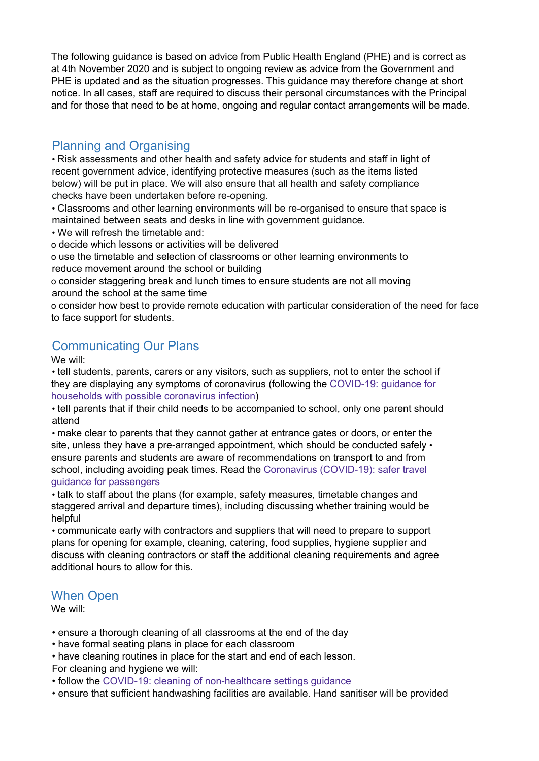The following guidance is based on advice from Public Health England (PHE) and is correct as at 4th November 2020 and is subject to ongoing review as advice from the Government and PHE is updated and as the situation progresses. This guidance may therefore change at short notice. In all cases, staff are required to discuss their personal circumstances with the Principal and for those that need to be at home, ongoing and regular contact arrangements will be made.

## Planning and Organising

- Risk assessments and other health and safety advice for students and staff in light of recent government advice, identifying protective measures (such as the items listed below) will be put in place. We will also ensure that all health and safety compliance checks have been undertaken before re-opening.
- Classrooms and other learning environments will be re-organised to ensure that space is maintained between seats and desks in line with government guidance.
- We will refresh the timetable and:
  - decide which lessons or activities will be delivered
  - use the timetable and selection of classrooms or other learning environments to reduce movement around the school or building
  - consider staggering break and lunch times to ensure students are not all moving around the school at the same time
  - consider how best to provide remote education with particular consideration of the need for face to face support for students.

## Communicating Our Plans

We will:

- tell students, parents, carers or any visitors, such as suppliers, not to enter the school if they are displaying any symptoms of coronavirus (following the COVID-19: guidance for households with possible coronavirus infection)
- tell parents that if their child needs to be accompanied to school, only one parent should attend
- make clear to parents that they cannot gather at entrance gates or doors, or enter the site, unless they have a pre-arranged appointment, which should be conducted safely
- ensure parents and students are aware of recommendations on transport to and from school, including avoiding peak times. Read the Coronavirus (COVID-19): safer travel guidance for passengers
- talk to staff about the plans (for example, safety measures, timetable changes and staggered arrival and departure times), including discussing whether training would be helpful
- communicate early with contractors and suppliers that will need to prepare to support plans for opening for example, cleaning, catering, food supplies, hygiene supplier and discuss with cleaning contractors or staff the additional cleaning requirements and agree additional hours to allow for this.

## When Open

We will:

- ensure a thorough cleaning of all classrooms at the end of the day
- have formal seating plans in place for each classroom
- have cleaning routines in place for the start and end of each lesson.

For cleaning and hygiene we will:

- follow the COVID-19: cleaning of non-healthcare settings guidance
- ensure that sufficient handwashing facilities are available. Hand sanitiser will be provided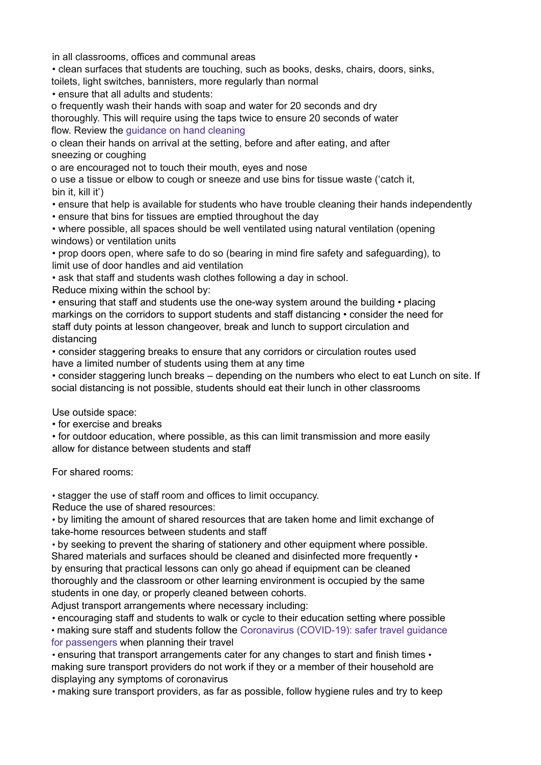in all classrooms, offices and communal areas

- clean surfaces that students are touching, such as books, desks, chairs, doors, sinks, toilets, light switches, bannisters, more regularly than normal
- ensure that all adults and students:
  - frequently wash their hands with soap and water for 20 seconds and dry thoroughly. This will require using the taps twice to ensure 20 seconds of water flow. Review the guidance on hand cleaning
  - clean their hands on arrival at the setting, before and after eating, and after sneezing or coughing
  - are encouraged not to touch their mouth, eyes and nose
  - use a tissue or elbow to cough or sneeze and use bins for tissue waste ('catch it, bin it, kill it')
- ensure that help is available for students who have trouble cleaning their hands independently
- ensure that bins for tissues are emptied throughout the day
- where possible, all spaces should be well ventilated using natural ventilation (opening windows) or ventilation units
- prop doors open, where safe to do so (bearing in mind fire safety and safeguarding), to limit use of door handles and aid ventilation
- ask that staff and students wash clothes following a day in school.

Reduce mixing within the school by:

- ensuring that staff and students use the one-way system around the building
- placing markings on the corridors to support students and staff distancing
- consider the need for staff duty points at lesson changeover, break and lunch to support circulation and distancing
- consider staggering breaks to ensure that any corridors or circulation routes used have a limited number of students using them at any time
- consider staggering lunch breaks – depending on the numbers who elect to eat Lunch on site. If social distancing is not possible, students should eat their lunch in other classrooms

Use outside space:

- for exercise and breaks
- for outdoor education, where possible, as this can limit transmission and more easily allow for distance between students and staff

For shared rooms:

- stagger the use of staff room and offices to limit occupancy.

Reduce the use of shared resources:

- by limiting the amount of shared resources that are taken home and limit exchange of take-home resources between students and staff
- by seeking to prevent the sharing of stationery and other equipment where possible. Shared materials and surfaces should be cleaned and disinfected more frequently
- by ensuring that practical lessons can only go ahead if equipment can be cleaned thoroughly and the classroom or other learning environment is occupied by the same students in one day, or properly cleaned between cohorts.

Adjust transport arrangements where necessary including:

- encouraging staff and students to walk or cycle to their education setting where possible
- making sure staff and students follow the Coronavirus (COVID-19): safer travel guidance for passengers when planning their travel
- ensuring that transport arrangements cater for any changes to start and finish times
- making sure transport providers do not work if they or a member of their household are displaying any symptoms of coronavirus
- making sure transport providers, as far as possible, follow hygiene rules and try to keep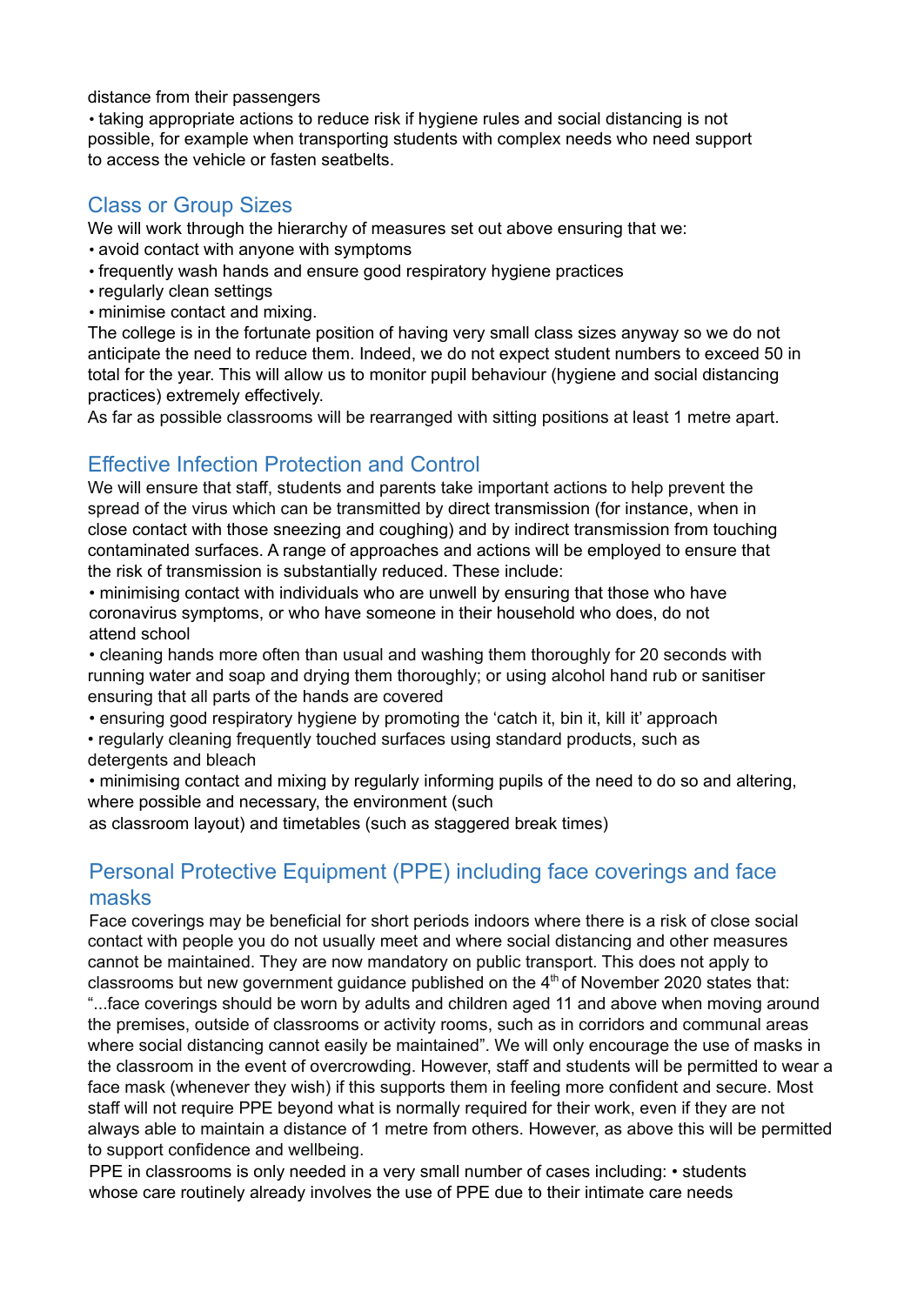distance from their passengers

- taking appropriate actions to reduce risk if hygiene rules and social distancing is not possible, for example when transporting students with complex needs who need support to access the vehicle or fasten seatbelts.

## Class or Group Sizes

We will work through the hierarchy of measures set out above ensuring that we:

- avoid contact with anyone with symptoms
- frequently wash hands and ensure good respiratory hygiene practices
- regularly clean settings
- minimise contact and mixing.

The college is in the fortunate position of having very small class sizes anyway so we do not anticipate the need to reduce them. Indeed, we do not expect student numbers to exceed 50 in total for the year. This will allow us to monitor pupil behaviour (hygiene and social distancing practices) extremely effectively.

As far as possible classrooms will be rearranged with sitting positions at least 1 metre apart.

## Effective Infection Protection and Control

We will ensure that staff, students and parents take important actions to help prevent the spread of the virus which can be transmitted by direct transmission (for instance, when in close contact with those sneezing and coughing) and by indirect transmission from touching contaminated surfaces. A range of approaches and actions will be employed to ensure that the risk of transmission is substantially reduced. These include:

- minimising contact with individuals who are unwell by ensuring that those who have coronavirus symptoms, or who have someone in their household who does, do not attend school
- cleaning hands more often than usual and washing them thoroughly for 20 seconds with running water and soap and drying them thoroughly; or using alcohol hand rub or sanitiser ensuring that all parts of the hands are covered
- ensuring good respiratory hygiene by promoting the 'catch it, bin it, kill it' approach
- regularly cleaning frequently touched surfaces using standard products, such as detergents and bleach
- minimising contact and mixing by regularly informing pupils of the need to do so and altering, where possible and necessary, the environment (such as classroom layout) and timetables (such as staggered break times)

## Personal Protective Equipment (PPE) including face coverings and face masks

Face coverings may be beneficial for short periods indoors where there is a risk of close social contact with people you do not usually meet and where social distancing and other measures cannot be maintained. They are now mandatory on public transport. This does not apply to classrooms but new government guidance published on the 4th of November 2020 states that: "...face coverings should be worn by adults and children aged 11 and above when moving around the premises, outside of classrooms or activity rooms, such as in corridors and communal areas where social distancing cannot easily be maintained". We will only encourage the use of masks in the classroom in the event of overcrowding. However, staff and students will be permitted to wear a face mask (whenever they wish) if this supports them in feeling more confident and secure. Most staff will not require PPE beyond what is normally required for their work, even if they are not always able to maintain a distance of 1 metre from others. However, as above this will be permitted to support confidence and wellbeing.

PPE in classrooms is only needed in a very small number of cases including:

- students whose care routinely already involves the use of PPE due to their intimate care needs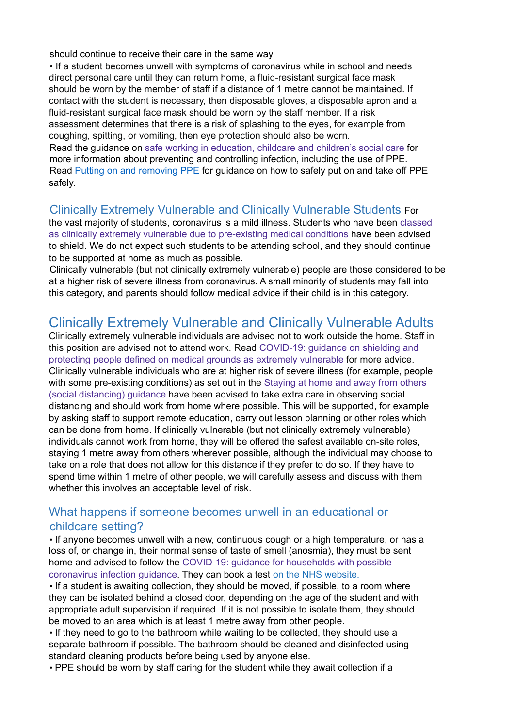should continue to receive their care in the same way

- If a student becomes unwell with symptoms of coronavirus while in school and needs direct personal care until they can return home, a fluid-resistant surgical face mask should be worn by the member of staff if a distance of 1 metre cannot be maintained. If contact with the student is necessary, then disposable gloves, a disposable apron and a fluid-resistant surgical face mask should be worn by the staff member. If a risk assessment determines that there is a risk of splashing to the eyes, for example from coughing, spitting, or vomiting, then eye protection should also be worn.

Read the guidance on safe working in education, childcare and children's social care for more information about preventing and controlling infection, including the use of PPE. Read Putting on and removing PPE for guidance on how to safely put on and take off PPE safely.

## Clinically Extremely Vulnerable and Clinically Vulnerable Students

For the vast majority of students, coronavirus is a mild illness. Students who have been classed as clinically extremely vulnerable due to pre-existing medical conditions have been advised to shield. We do not expect such students to be attending school, and they should continue to be supported at home as much as possible.

Clinically vulnerable (but not clinically extremely vulnerable) people are those considered to be at a higher risk of severe illness from coronavirus. A small minority of students may fall into this category, and parents should follow medical advice if their child is in this category.

## Clinically Extremely Vulnerable and Clinically Vulnerable Adults

Clinically extremely vulnerable individuals are advised not to work outside the home. Staff in this position are advised not to attend work. Read COVID-19: guidance on shielding and protecting people defined on medical grounds as extremely vulnerable for more advice. Clinically vulnerable individuals who are at higher risk of severe illness (for example, people with some pre-existing conditions) as set out in the Staying at home and away from others (social distancing) guidance have been advised to take extra care in observing social distancing and should work from home where possible. This will be supported, for example by asking staff to support remote education, carry out lesson planning or other roles which can be done from home. If clinically vulnerable (but not clinically extremely vulnerable) individuals cannot work from home, they will be offered the safest available on-site roles, staying 1 metre away from others wherever possible, although the individual may choose to take on a role that does not allow for this distance if they prefer to do so. If they have to spend time within 1 metre of other people, we will carefully assess and discuss with them whether this involves an acceptable level of risk.

### What happens if someone becomes unwell in an educational or childcare setting?

- If anyone becomes unwell with a new, continuous cough or a high temperature, or has a loss of, or change in, their normal sense of taste of smell (anosmia), they must be sent home and advised to follow the COVID-19: guidance for households with possible coronavirus infection guidance. They can book a test on the NHS website.
- If a student is awaiting collection, they should be moved, if possible, to a room where they can be isolated behind a closed door, depending on the age of the student and with appropriate adult supervision if required. If it is not possible to isolate them, they should be moved to an area which is at least 1 metre away from other people.
- If they need to go to the bathroom while waiting to be collected, they should use a separate bathroom if possible. The bathroom should be cleaned and disinfected using standard cleaning products before being used by anyone else.
- PPE should be worn by staff caring for the student while they await collection if a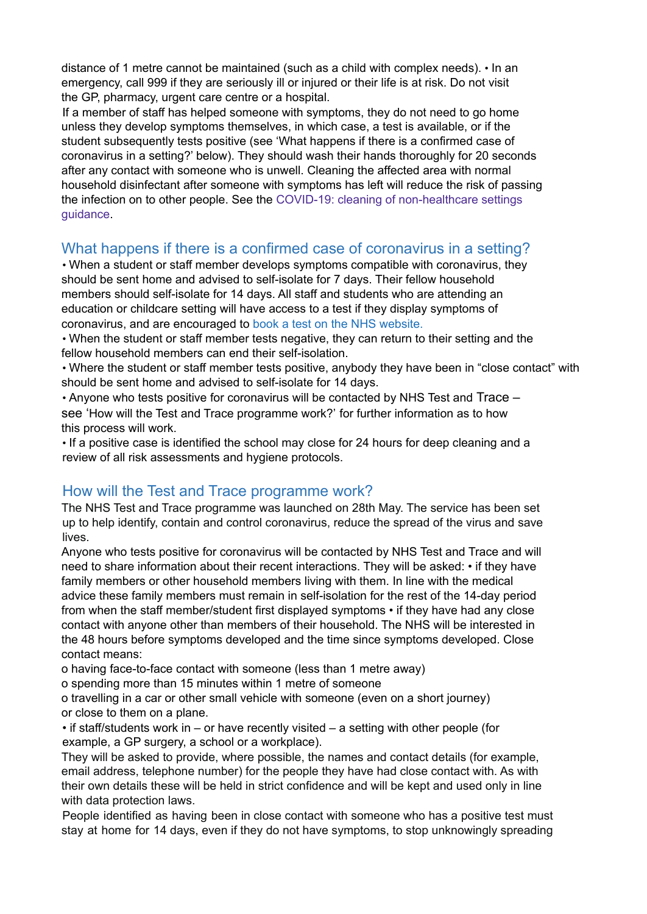distance of 1 metre cannot be maintained (such as a child with complex needs). • In an emergency, call 999 if they are seriously ill or injured or their life is at risk. Do not visit the GP, pharmacy, urgent care centre or a hospital.

If a member of staff has helped someone with symptoms, they do not need to go home unless they develop symptoms themselves, in which case, a test is available, or if the student subsequently tests positive (see 'What happens if there is a confirmed case of coronavirus in a setting?' below). They should wash their hands thoroughly for 20 seconds after any contact with someone who is unwell. Cleaning the affected area with normal household disinfectant after someone with symptoms has left will reduce the risk of passing the infection on to other people. See the COVID-19: cleaning of non-healthcare settings guidance.

## What happens if there is a confirmed case of coronavirus in a setting?

• When a student or staff member develops symptoms compatible with coronavirus, they should be sent home and advised to self-isolate for 7 days. Their fellow household members should self-isolate for 14 days. All staff and students who are attending an education or childcare setting will have access to a test if they display symptoms of coronavirus, and are encouraged to book a test on the NHS website.

• When the student or staff member tests negative, they can return to their setting and the fellow household members can end their self-isolation.

• Where the student or staff member tests positive, anybody they have been in "close contact" with should be sent home and advised to self-isolate for 14 days.

• Anyone who tests positive for coronavirus will be contacted by NHS Test and Trace – see 'How will the Test and Trace programme work?' for further information as to how this process will work.

• If a positive case is identified the school may close for 24 hours for deep cleaning and a review of all risk assessments and hygiene protocols.

## How will the Test and Trace programme work?

The NHS Test and Trace programme was launched on 28th May. The service has been set up to help identify, contain and control coronavirus, reduce the spread of the virus and save lives.

Anyone who tests positive for coronavirus will be contacted by NHS Test and Trace and will need to share information about their recent interactions. They will be asked: • if they have family members or other household members living with them. In line with the medical advice these family members must remain in self-isolation for the rest of the 14-day period from when the staff member/student first displayed symptoms • if they have had any close contact with anyone other than members of their household. The NHS will be interested in the 48 hours before symptoms developed and the time since symptoms developed. Close contact means:

o having face-to-face contact with someone (less than 1 metre away)
o spending more than 15 minutes within 1 metre of someone
o travelling in a car or other small vehicle with someone (even on a short journey) or close to them on a plane.

• if staff/students work in – or have recently visited – a setting with other people (for example, a GP surgery, a school or a workplace).

They will be asked to provide, where possible, the names and contact details (for example, email address, telephone number) for the people they have had close contact with. As with their own details these will be held in strict confidence and will be kept and used only in line with data protection laws.

People identified as having been in close contact with someone who has a positive test must stay at home for 14 days, even if they do not have symptoms, to stop unknowingly spreading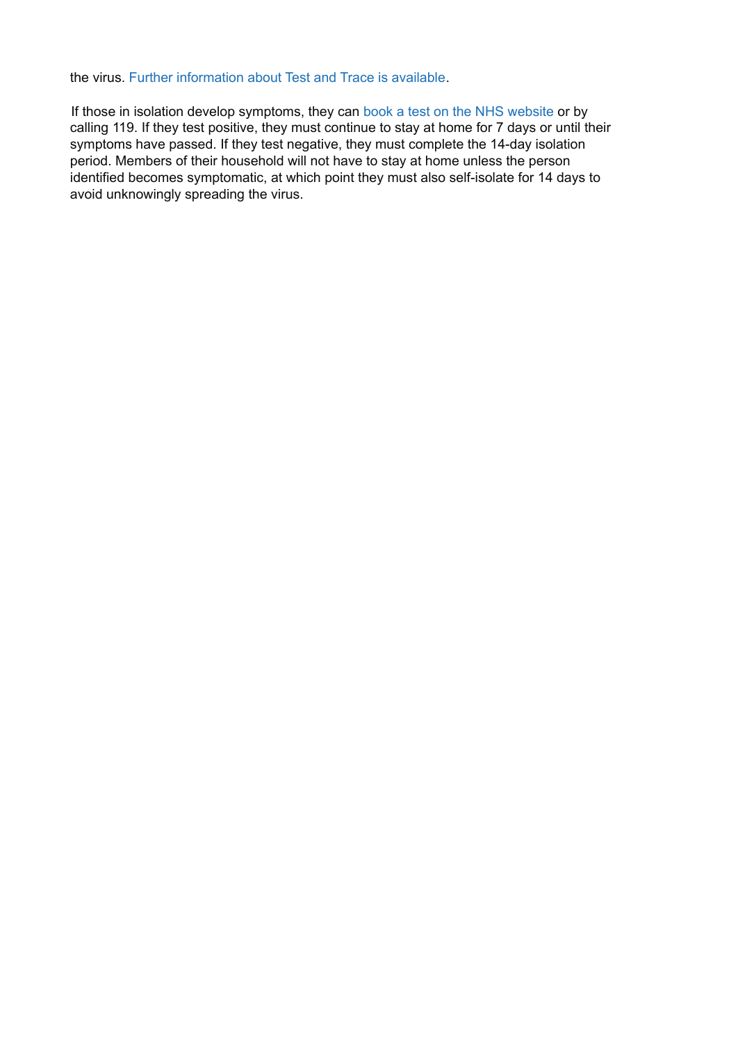the virus. Further information about Test and Trace is available.

If those in isolation develop symptoms, they can book a test on the NHS website or by calling 119. If they test positive, they must continue to stay at home for 7 days or until their symptoms have passed. If they test negative, they must complete the 14-day isolation period. Members of their household will not have to stay at home unless the person identified becomes symptomatic, at which point they must also self-isolate for 14 days to avoid unknowingly spreading the virus.